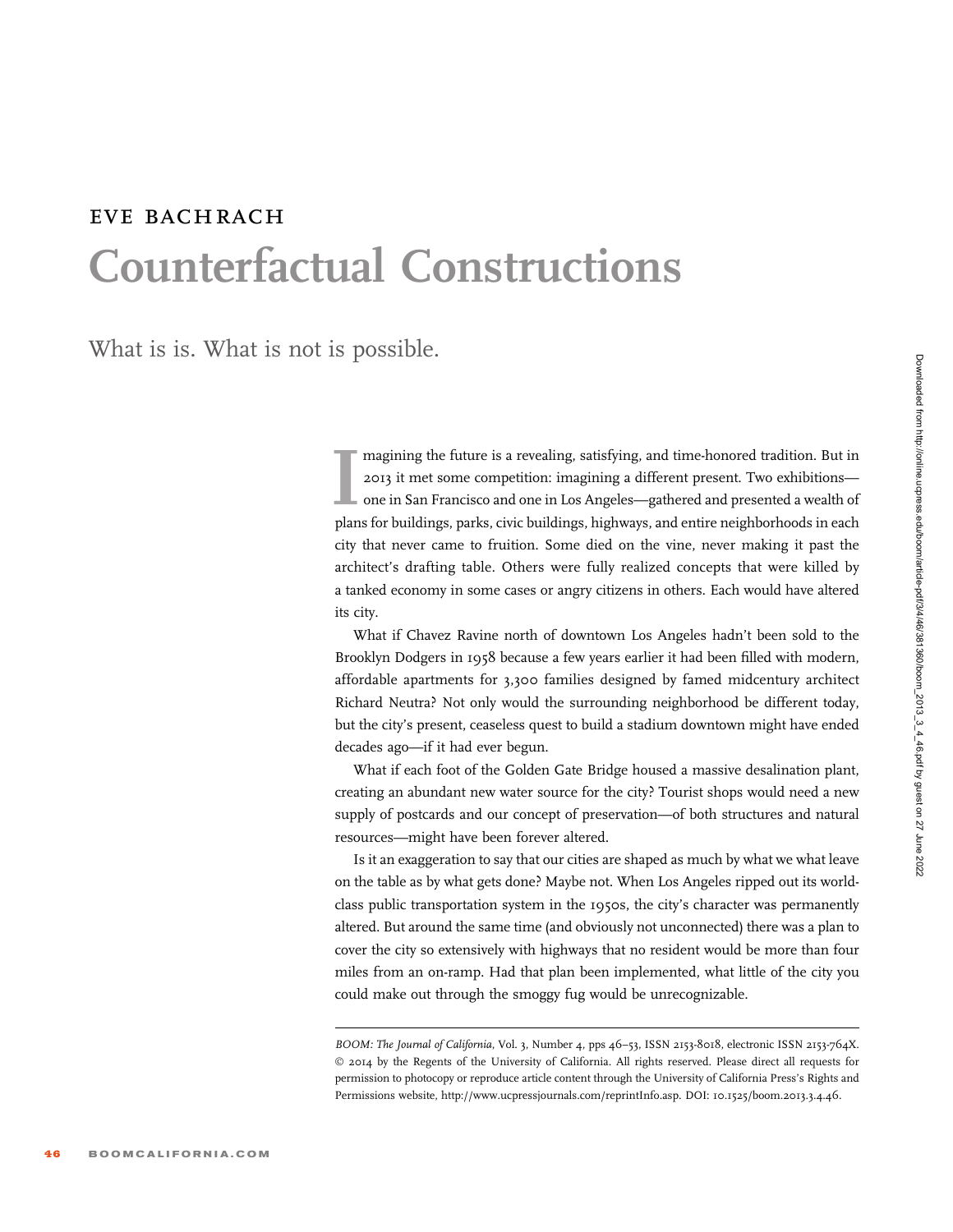EVE BACHRACH

# Counterfactual Constructions

## What is is. What is not is possible.

Imagining the future is a revealing, satisfying, and time-honored tradition. But in 2013 it met some competition: imagining a different present. Two exhibitions—one in San Francisco and one in Los Angeles—gathered and presented a wealth of plans for buildings, parks, civic buildings, highways, and entire neighborhoods in each city that never came to fruition. Some died on the vine, never making it past the architect's drafting table. Others were fully realized concepts that were killed by a tanked economy in some cases or angry citizens in others. Each would have altered its city.

What if Chavez Ravine north of downtown Los Angeles hadn't been sold to the Brooklyn Dodgers in 1958 because a few years earlier it had been filled with modern, affordable apartments for 3,300 families designed by famed midcentury architect Richard Neutra? Not only would the surrounding neighborhood be different today, but the city's present, ceaseless quest to build a stadium downtown might have ended decades ago—if it had ever begun.

What if each foot of the Golden Gate Bridge housed a massive desalination plant, creating an abundant new water source for the city? Tourist shops would need a new supply of postcards and our concept of preservation—of both structures and natural resources—might have been forever altered.

Is it an exaggeration to say that our cities are shaped as much by what we what leave on the table as by what gets done? Maybe not. When Los Angeles ripped out its world-class public transportation system in the 1950s, the city's character was permanently altered. But around the same time (and obviously not unconnected) there was a plan to cover the city so extensively with highways that no resident would be more than four miles from an on-ramp. Had that plan been implemented, what little of the city you could make out through the smoggy fug would be unrecognizable.

---

*BOOM: The Journal of California*, Vol. 3, Number 4, pps 46–53, ISSN 2153-8018, electronic ISSN 2153-764X. © 2014 by the Regents of the University of California. All rights reserved. Please direct all requests for permission to photocopy or reproduce article content through the University of California Press's Rights and Permissions website, http://www.ucpressjournals.com/reprintInfo.asp. DOI: 10.1525/boom.2013.3.4.46.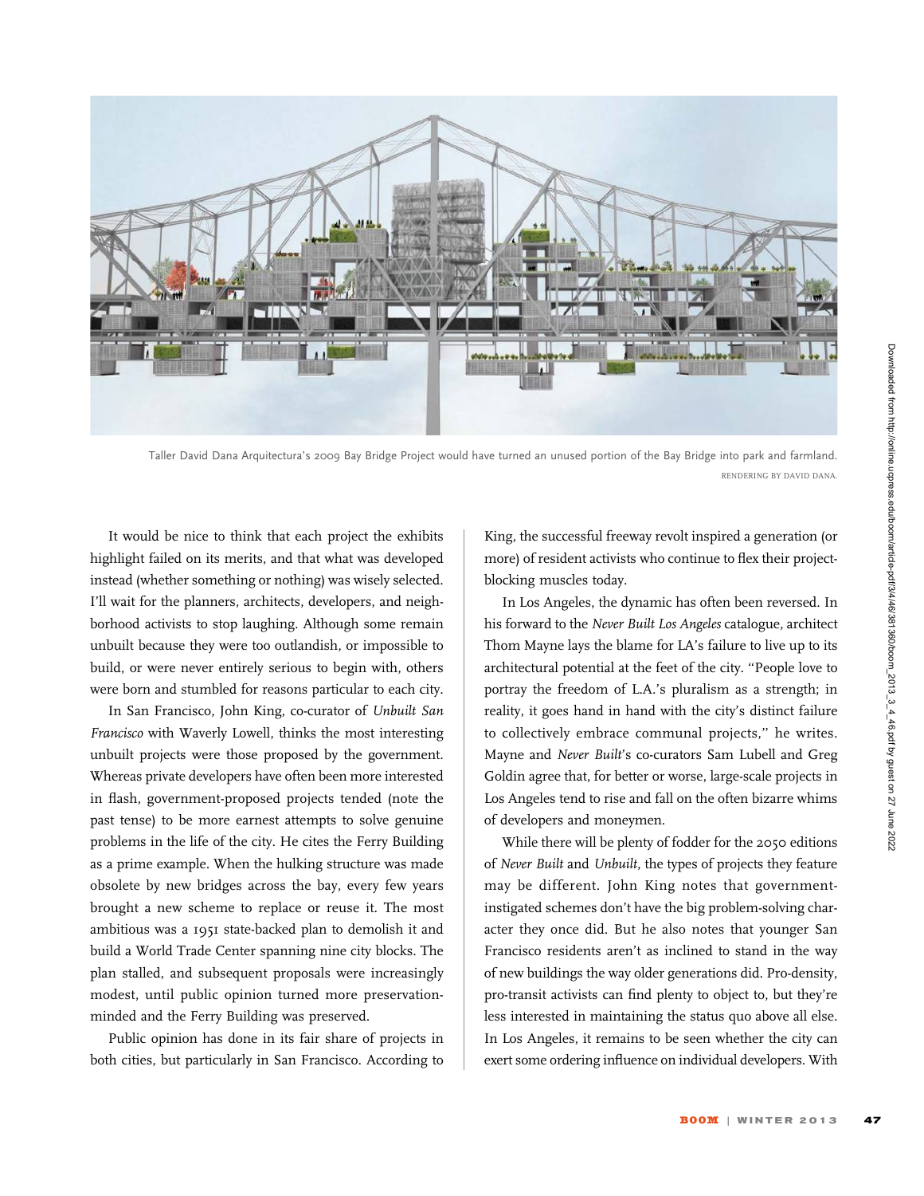Taller David Dana Arquitectura's 2009 Bay Bridge Project would have turned an unused portion of the Bay Bridge into park and farmland.
RENDERING BY DAVID DANA.

It would be nice to think that each project the exhibits highlight failed on its merits, and that what was developed instead (whether something or nothing) was wisely selected. I'll wait for the planners, architects, developers, and neighborhood activists to stop laughing. Although some remain unbuilt because they were too outlandish, or impossible to build, or were never entirely serious to begin with, others were born and stumbled for reasons particular to each city.

In San Francisco, John King, co-curator of *Unbuilt San Francisco* with Waverly Lowell, thinks the most interesting unbuilt projects were those proposed by the government. Whereas private developers have often been more interested in flash, government-proposed projects tended (note the past tense) to be more earnest attempts to solve genuine problems in the life of the city. He cites the Ferry Building as a prime example. When the hulking structure was made obsolete by new bridges across the bay, every few years brought a new scheme to replace or reuse it. The most ambitious was a 1951 state-backed plan to demolish it and build a World Trade Center spanning nine city blocks. The plan stalled, and subsequent proposals were increasingly modest, until public opinion turned more preservation-minded and the Ferry Building was preserved.

Public opinion has done in its fair share of projects in both cities, but particularly in San Francisco. According to King, the successful freeway revolt inspired a generation (or more) of resident activists who continue to flex their project-blocking muscles today.

In Los Angeles, the dynamic has often been reversed. In his forward to the *Never Built Los Angeles* catalogue, architect Thom Mayne lays the blame for LA's failure to live up to its architectural potential at the feet of the city. "People love to portray the freedom of L.A.'s pluralism as a strength; in reality, it goes hand in hand with the city's distinct failure to collectively embrace communal projects," he writes. Mayne and *Never Built*'s co-curators Sam Lubell and Greg Goldin agree that, for better or worse, large-scale projects in Los Angeles tend to rise and fall on the often bizarre whims of developers and moneymen.

While there will be plenty of fodder for the 2050 editions of *Never Built* and *Unbuilt*, the types of projects they feature may be different. John King notes that government-instigated schemes don't have the big problem-solving character they once did. But he also notes that younger San Francisco residents aren't as inclined to stand in the way of new buildings the way older generations did. Pro-density, pro-transit activists can find plenty to object to, but they're less interested in maintaining the status quo above all else. In Los Angeles, it remains to be seen whether the city can exert some ordering influence on individual developers. With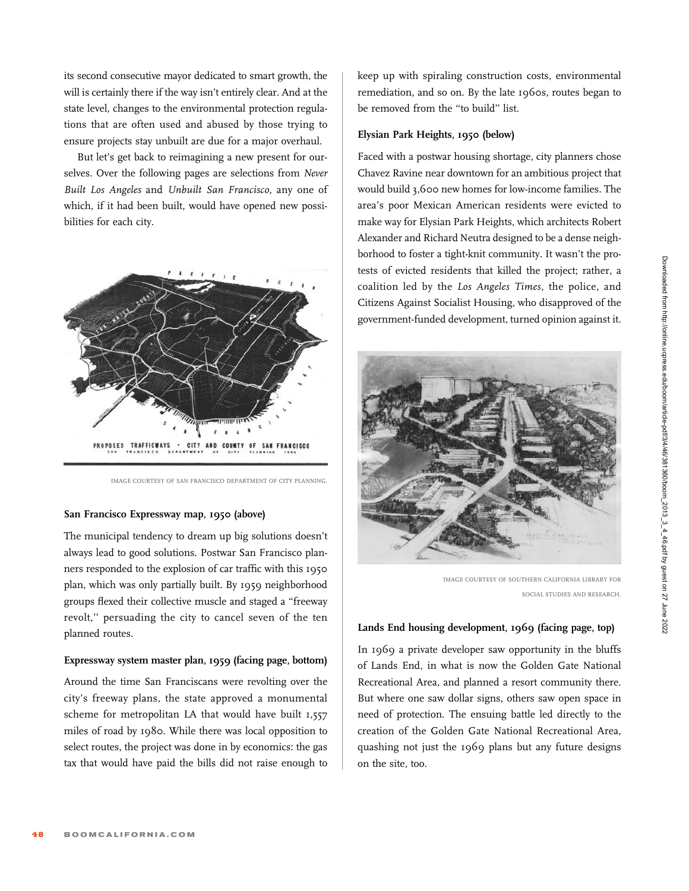its second consecutive mayor dedicated to smart growth, the will is certainly there if the way isn't entirely clear. And at the state level, changes to the environmental protection regulations that are often used and abused by those trying to ensure projects stay unbuilt are due for a major overhaul.

But let's get back to reimagining a new present for ourselves. Over the following pages are selections from *Never Built Los Angeles* and *Unbuilt San Francisco*, any one of which, if it had been built, would have opened new possibilities for each city.

IMAGE COURTESY OF SAN FRANCISCO DEPARTMENT OF CITY PLANNING.

**San Francisco Expressway map, 1950 (above)**

The municipal tendency to dream up big solutions doesn't always lead to good solutions. Postwar San Francisco planners responded to the explosion of car traffic with this 1950 plan, which was only partially built. By 1959 neighborhood groups flexed their collective muscle and staged a "freeway revolt," persuading the city to cancel seven of the ten planned routes.

**Expressway system master plan, 1959 (facing page, bottom)**

Around the time San Franciscans were revolting over the city's freeway plans, the state approved a monumental scheme for metropolitan LA that would have built 1,557 miles of road by 1980. While there was local opposition to select routes, the project was done in by economics: the gas tax that would have paid the bills did not raise enough to keep up with spiraling construction costs, environmental remediation, and so on. By the late 1960s, routes began to be removed from the "to build" list.

**Elysian Park Heights, 1950 (below)**

Faced with a postwar housing shortage, city planners chose Chavez Ravine near downtown for an ambitious project that would build 3,600 new homes for low-income families. The area's poor Mexican American residents were evicted to make way for Elysian Park Heights, which architects Robert Alexander and Richard Neutra designed to be a dense neighborhood to foster a tight-knit community. It wasn't the protests of evicted residents that killed the project; rather, a coalition led by the *Los Angeles Times*, the police, and Citizens Against Socialist Housing, who disapproved of the government-funded development, turned opinion against it.

IMAGE COURTESY OF SOUTHERN CALIFORNIA LIBRARY FOR SOCIAL STUDIES AND RESEARCH.

**Lands End housing development, 1969 (facing page, top)**

In 1969 a private developer saw opportunity in the bluffs of Lands End, in what is now the Golden Gate National Recreational Area, and planned a resort community there. But where one saw dollar signs, others saw open space in need of protection. The ensuing battle led directly to the creation of the Golden Gate National Recreational Area, quashing not just the 1969 plans but any future designs on the site, too.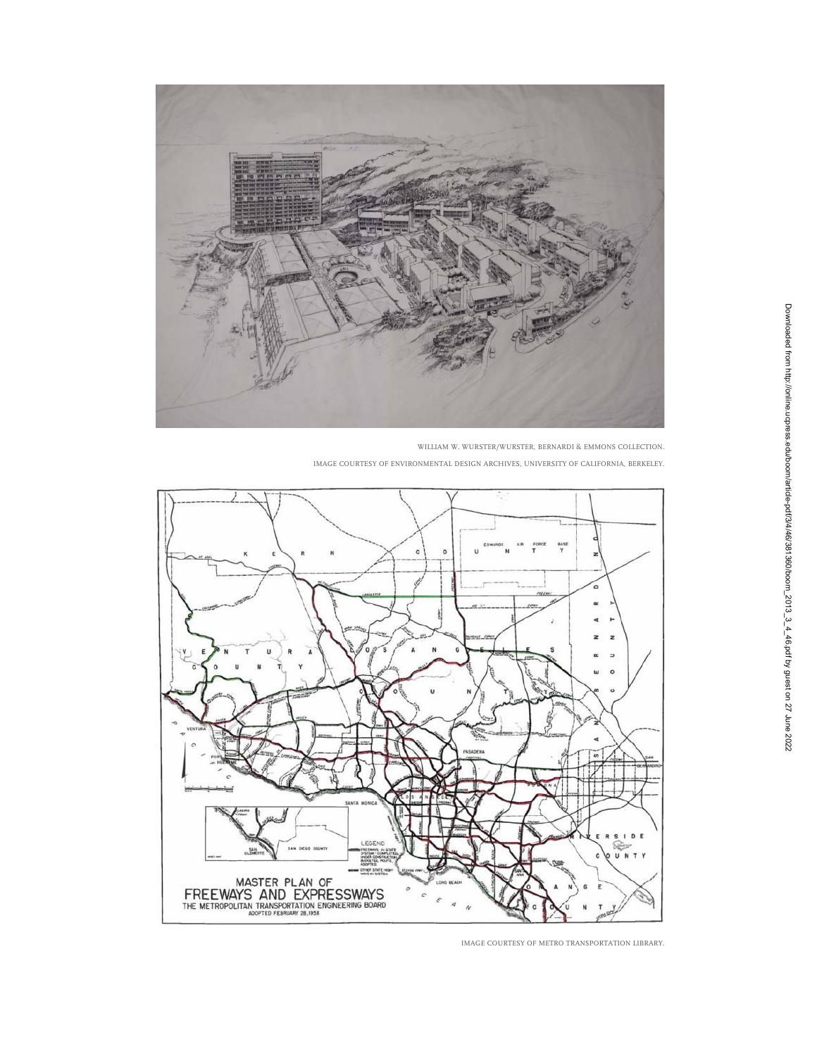WILLIAM W. WURSTER/WURSTER, BERNARDI & EMMONS COLLECTION.

IMAGE COURTESY OF ENVIRONMENTAL DESIGN ARCHIVES, UNIVERSITY OF CALIFORNIA, BERKELEY.

IMAGE COURTESY OF METRO TRANSPORTATION LIBRARY.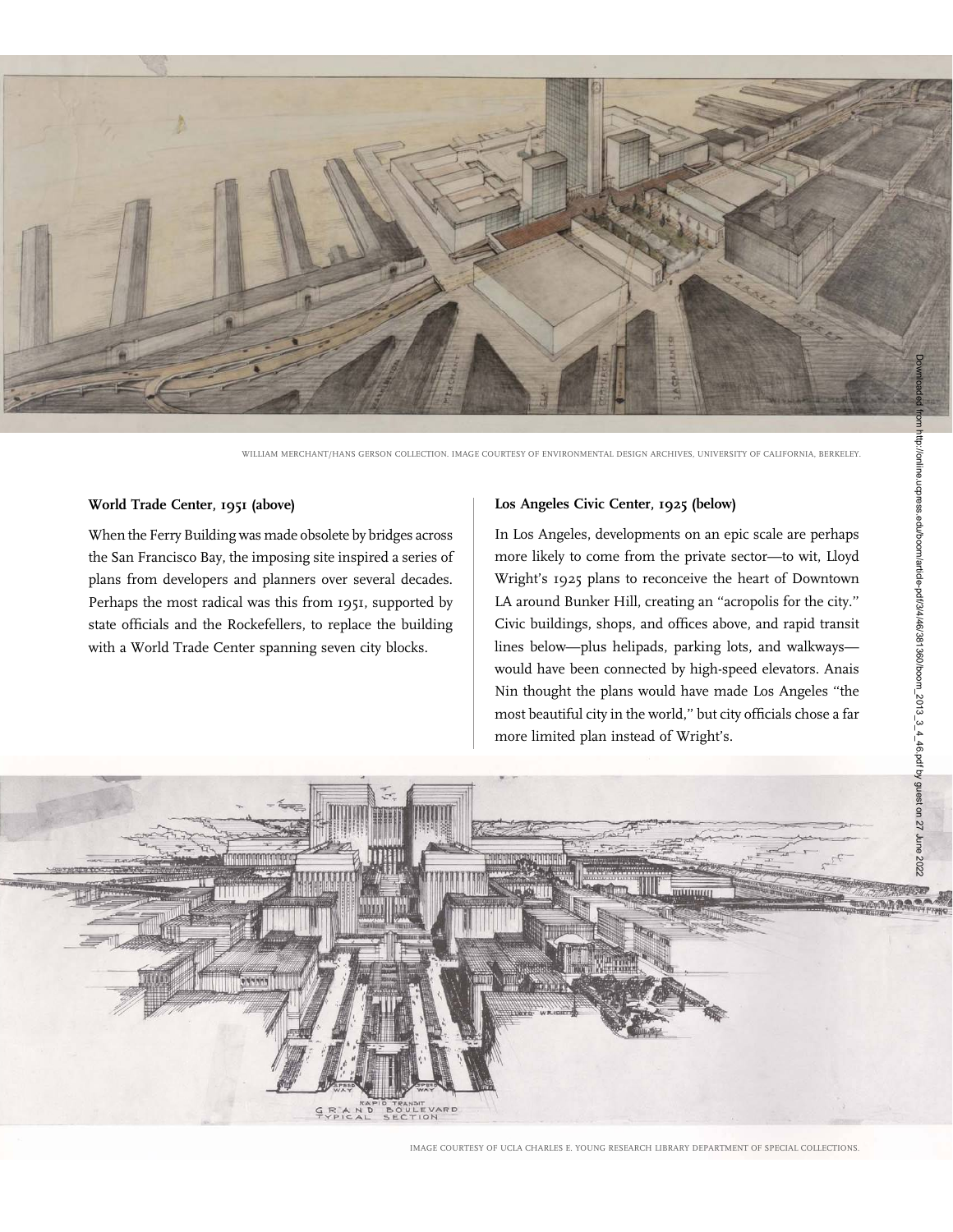WILLIAM MERCHANT/HANS GERSON COLLECTION. IMAGE COURTESY OF ENVIRONMENTAL DESIGN ARCHIVES, UNIVERSITY OF CALIFORNIA, BERKELEY.

**World Trade Center, 1951 (above)**

When the Ferry Building was made obsolete by bridges across the San Francisco Bay, the imposing site inspired a series of plans from developers and planners over several decades. Perhaps the most radical was this from 1951, supported by state officials and the Rockefellers, to replace the building with a World Trade Center spanning seven city blocks.

**Los Angeles Civic Center, 1925 (below)**

In Los Angeles, developments on an epic scale are perhaps more likely to come from the private sector—to wit, Lloyd Wright's 1925 plans to reconceive the heart of Downtown LA around Bunker Hill, creating an "acropolis for the city." Civic buildings, shops, and offices above, and rapid transit lines below—plus helipads, parking lots, and walkways—would have been connected by high-speed elevators. Anais Nin thought the plans would have made Los Angeles "the most beautiful city in the world," but city officials chose a far more limited plan instead of Wright's.

IMAGE COURTESY OF UCLA CHARLES E. YOUNG RESEARCH LIBRARY DEPARTMENT OF SPECIAL COLLECTIONS.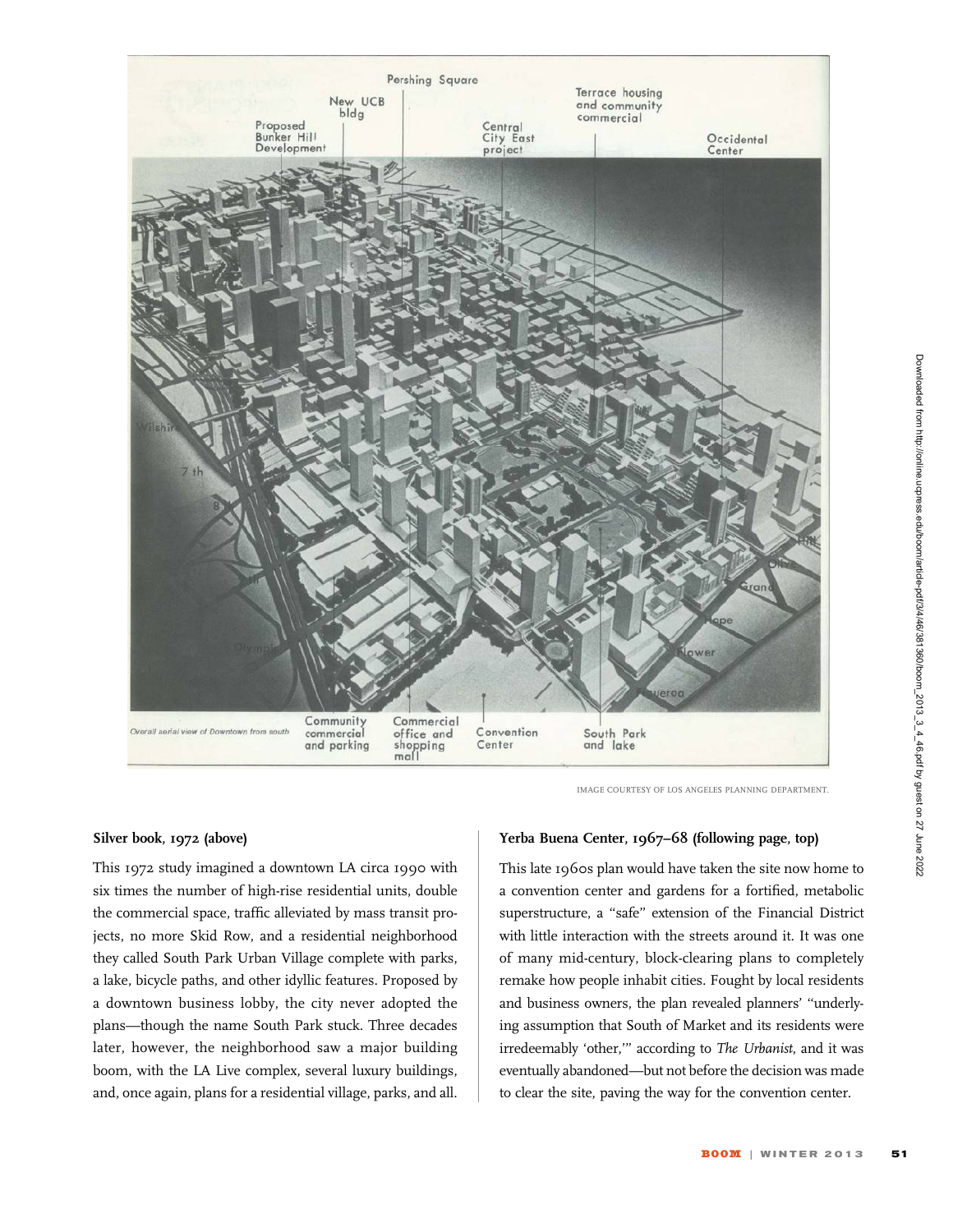IMAGE COURTESY OF LOS ANGELES PLANNING DEPARTMENT.

**Silver book, 1972 (above)**

This 1972 study imagined a downtown LA circa 1990 with six times the number of high-rise residential units, double the commercial space, traffic alleviated by mass transit projects, no more Skid Row, and a residential neighborhood they called South Park Urban Village complete with parks, a lake, bicycle paths, and other idyllic features. Proposed by a downtown business lobby, the city never adopted the plans—though the name South Park stuck. Three decades later, however, the neighborhood saw a major building boom, with the LA Live complex, several luxury buildings, and, once again, plans for a residential village, parks, and all.

**Yerba Buena Center, 1967–68 (following page, top)**

This late 1960s plan would have taken the site now home to a convention center and gardens for a fortified, metabolic superstructure, a "safe" extension of the Financial District with little interaction with the streets around it. It was one of many mid-century, block-clearing plans to completely remake how people inhabit cities. Fought by local residents and business owners, the plan revealed planners' "underlying assumption that South of Market and its residents were irredeemably 'other,'" according to *The Urbanist*, and it was eventually abandoned—but not before the decision was made to clear the site, paving the way for the convention center.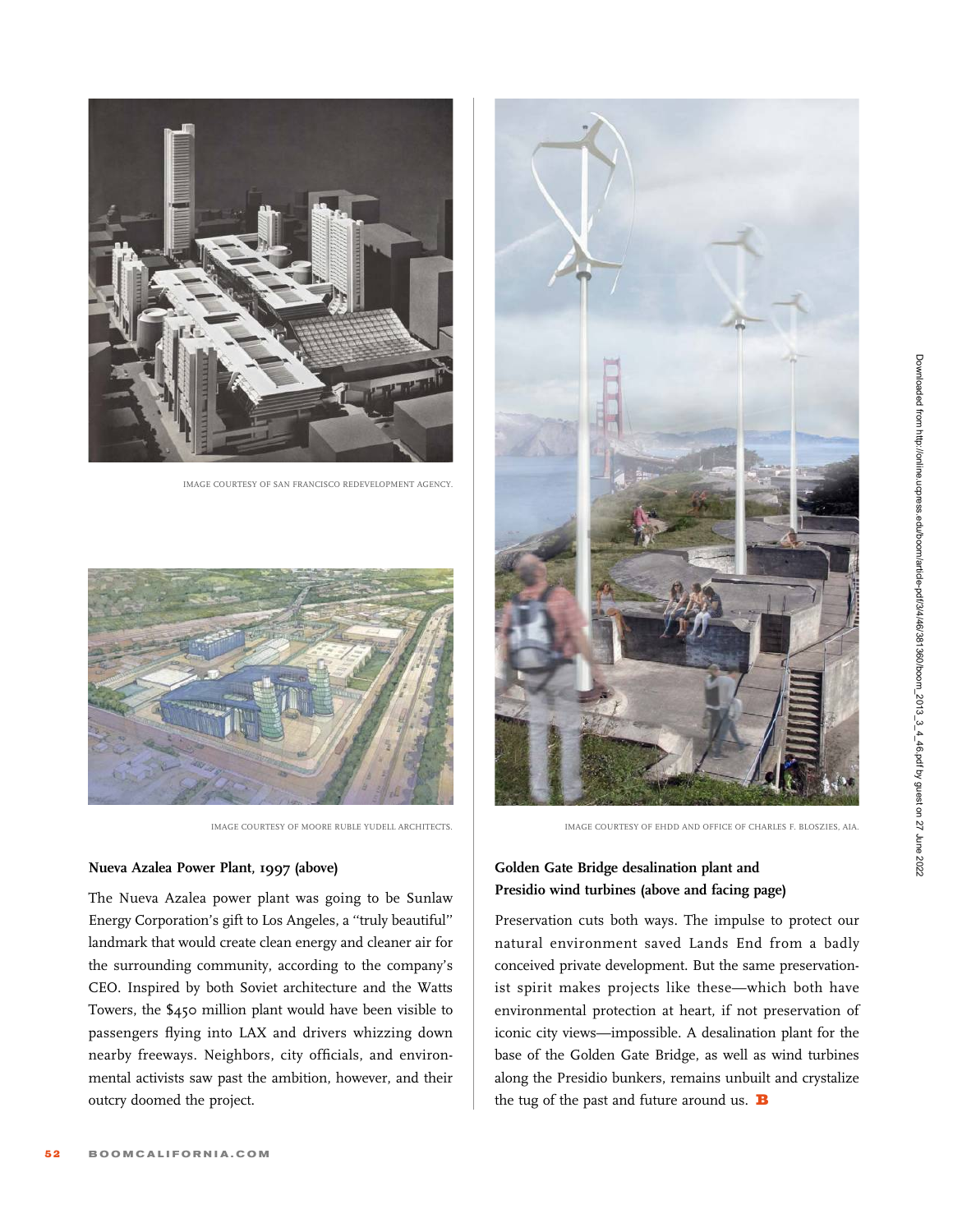IMAGE COURTESY OF SAN FRANCISCO REDEVELOPMENT AGENCY.

IMAGE COURTESY OF MOORE RUBLE YUDELL ARCHITECTS.

**Nueva Azalea Power Plant, 1997 (above)**

The Nueva Azalea power plant was going to be Sunlaw Energy Corporation's gift to Los Angeles, a "truly beautiful" landmark that would create clean energy and cleaner air for the surrounding community, according to the company's CEO. Inspired by both Soviet architecture and the Watts Towers, the $450 million plant would have been visible to passengers flying into LAX and drivers whizzing down nearby freeways. Neighbors, city officials, and environmental activists saw past the ambition, however, and their outcry doomed the project.

IMAGE COURTESY OF EHDD AND OFFICE OF CHARLES F. BLOSZIES, AIA.

**Golden Gate Bridge desalination plant and Presidio wind turbines (above and facing page)**

Preservation cuts both ways. The impulse to protect our natural environment saved Lands End from a badly conceived private development. But the same preservationist spirit makes projects like these—which both have environmental protection at heart, if not preservation of iconic city views—impossible. A desalination plant for the base of the Golden Gate Bridge, as well as wind turbines along the Presidio bunkers, remains unbuilt and crystalize the tug of the past and future around us. **B**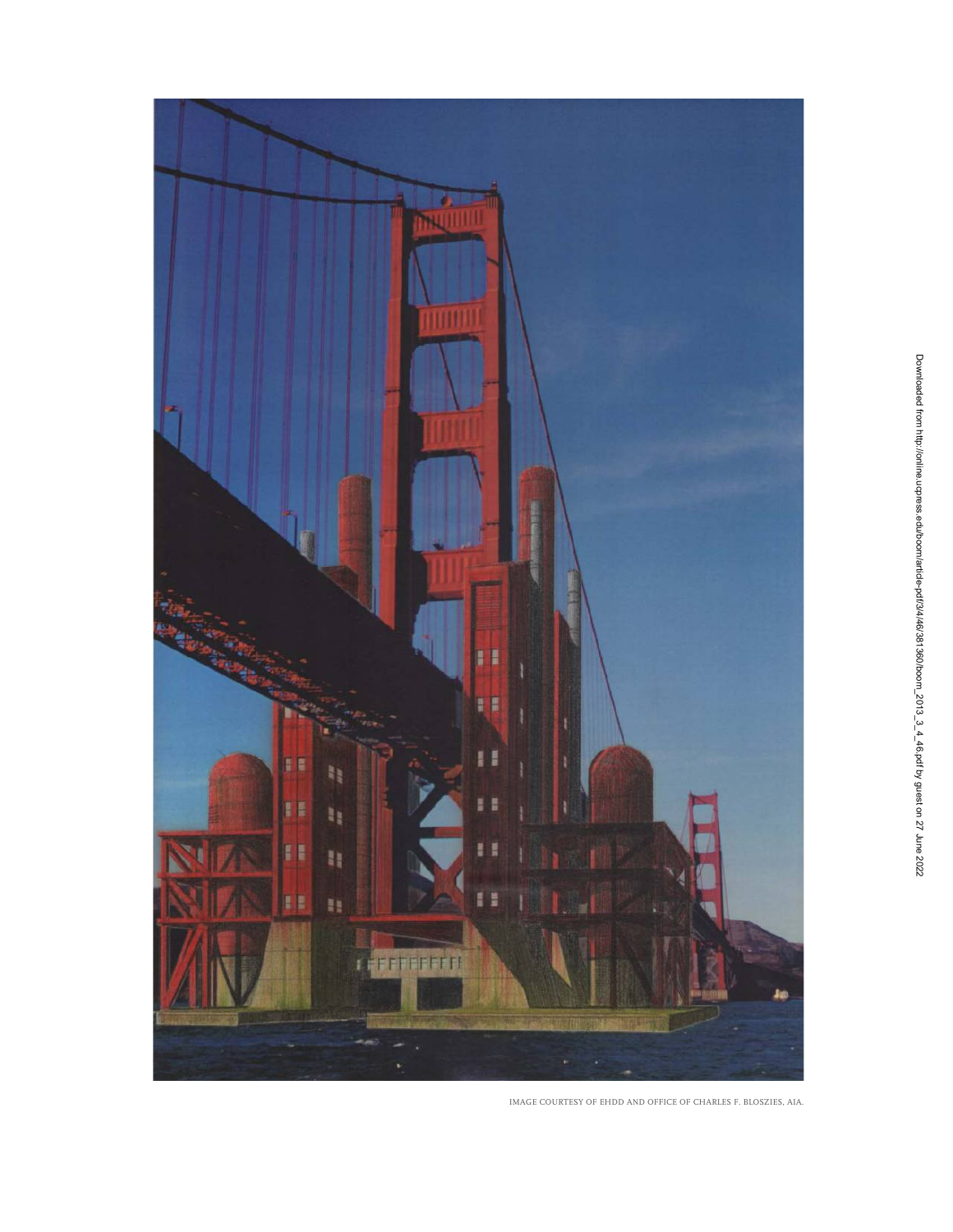IMAGE COURTESY OF EHDD AND OFFICE OF CHARLES F. BLOSZIES, AIA.